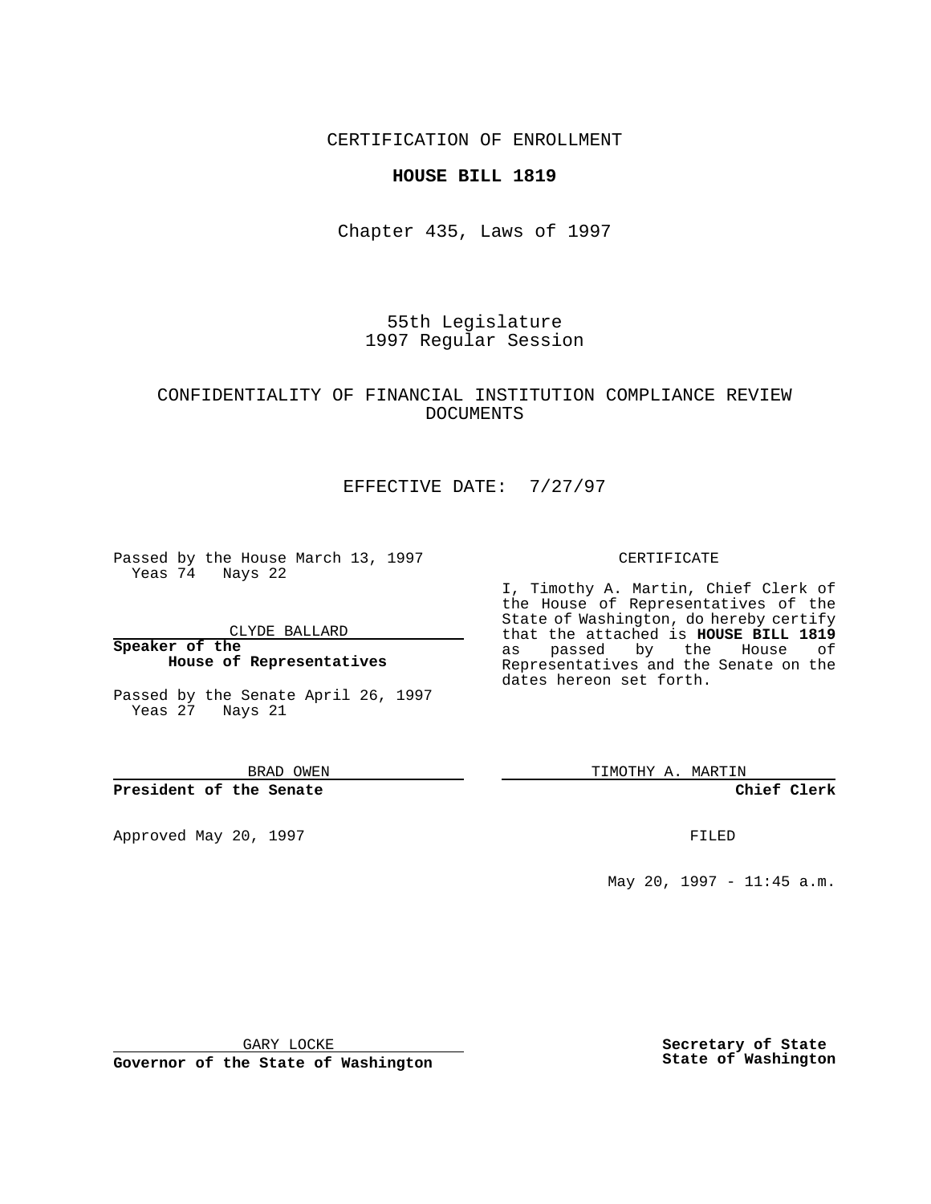CERTIFICATION OF ENROLLMENT

**HOUSE BILL 1819**

Chapter 435, Laws of 1997

55th Legislature
1997 Regular Session

CONFIDENTIALITY OF FINANCIAL INSTITUTION COMPLIANCE REVIEW DOCUMENTS

EFFECTIVE DATE: 7/27/97

Passed by the House March 13, 1997
Yeas 74 Nays 22

CLYDE BALLARD

**Speaker of the House of Representatives**

Passed by the Senate April 26, 1997
Yeas 27 Nays 21

BRAD OWEN

**President of the Senate**

Approved May 20, 1997

GARY LOCKE

**Governor of the State of Washington**

CERTIFICATE

I, Timothy A. Martin, Chief Clerk of the House of Representatives of the State of Washington, do hereby certify that the attached is **HOUSE BILL 1819** as passed by the House of Representatives and the Senate on the dates hereon set forth.

TIMOTHY A. MARTIN

**Chief Clerk**

FILED

May 20, 1997 - 11:45 a.m.

**Secretary of State**
**State of Washington**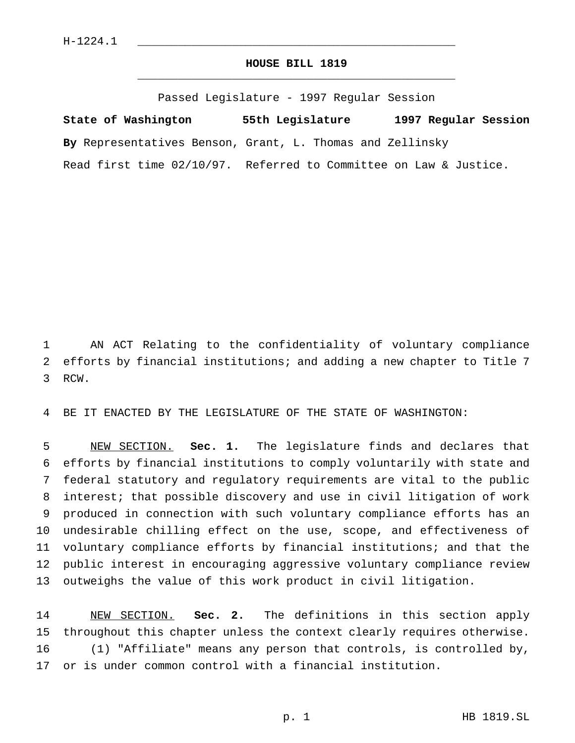H-1224.1

**HOUSE BILL 1819**

Passed Legislature - 1997 Regular Session

**State of Washington 55th Legislature 1997 Regular Session**

**By** Representatives Benson, Grant, L. Thomas and Zellinsky

Read first time 02/10/97. Referred to Committee on Law & Justice.

AN ACT Relating to the confidentiality of voluntary compliance efforts by financial institutions; and adding a new chapter to Title 7 RCW.

BE IT ENACTED BY THE LEGISLATURE OF THE STATE OF WASHINGTON:

NEW SECTION. **Sec. 1.** The legislature finds and declares that efforts by financial institutions to comply voluntarily with state and federal statutory and regulatory requirements are vital to the public interest; that possible discovery and use in civil litigation of work produced in connection with such voluntary compliance efforts has an undesirable chilling effect on the use, scope, and effectiveness of voluntary compliance efforts by financial institutions; and that the public interest in encouraging aggressive voluntary compliance review outweighs the value of this work product in civil litigation.

NEW SECTION. **Sec. 2.** The definitions in this section apply throughout this chapter unless the context clearly requires otherwise.

(1) "Affiliate" means any person that controls, is controlled by, or is under common control with a financial institution.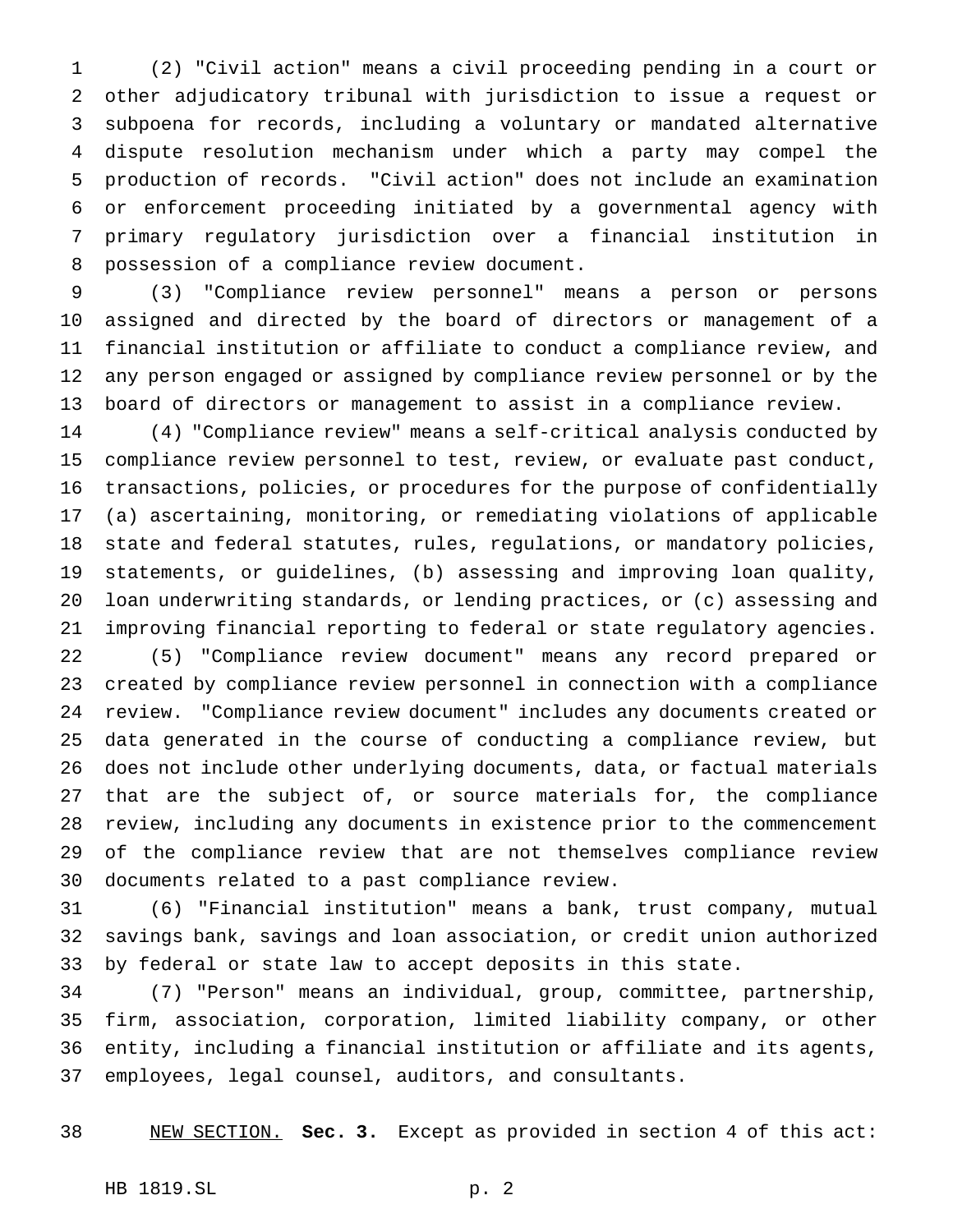(2) "Civil action" means a civil proceeding pending in a court or other adjudicatory tribunal with jurisdiction to issue a request or subpoena for records, including a voluntary or mandated alternative dispute resolution mechanism under which a party may compel the production of records. "Civil action" does not include an examination or enforcement proceeding initiated by a governmental agency with primary regulatory jurisdiction over a financial institution in possession of a compliance review document.

(3) "Compliance review personnel" means a person or persons assigned and directed by the board of directors or management of a financial institution or affiliate to conduct a compliance review, and any person engaged or assigned by compliance review personnel or by the board of directors or management to assist in a compliance review.

(4) "Compliance review" means a self-critical analysis conducted by compliance review personnel to test, review, or evaluate past conduct, transactions, policies, or procedures for the purpose of confidentially (a) ascertaining, monitoring, or remediating violations of applicable state and federal statutes, rules, regulations, or mandatory policies, statements, or guidelines, (b) assessing and improving loan quality, loan underwriting standards, or lending practices, or (c) assessing and improving financial reporting to federal or state regulatory agencies.

(5) "Compliance review document" means any record prepared or created by compliance review personnel in connection with a compliance review. "Compliance review document" includes any documents created or data generated in the course of conducting a compliance review, but does not include other underlying documents, data, or factual materials that are the subject of, or source materials for, the compliance review, including any documents in existence prior to the commencement of the compliance review that are not themselves compliance review documents related to a past compliance review.

(6) "Financial institution" means a bank, trust company, mutual savings bank, savings and loan association, or credit union authorized by federal or state law to accept deposits in this state.

(7) "Person" means an individual, group, committee, partnership, firm, association, corporation, limited liability company, or other entity, including a financial institution or affiliate and its agents, employees, legal counsel, auditors, and consultants.

NEW SECTION. **Sec. 3.** Except as provided in section 4 of this act: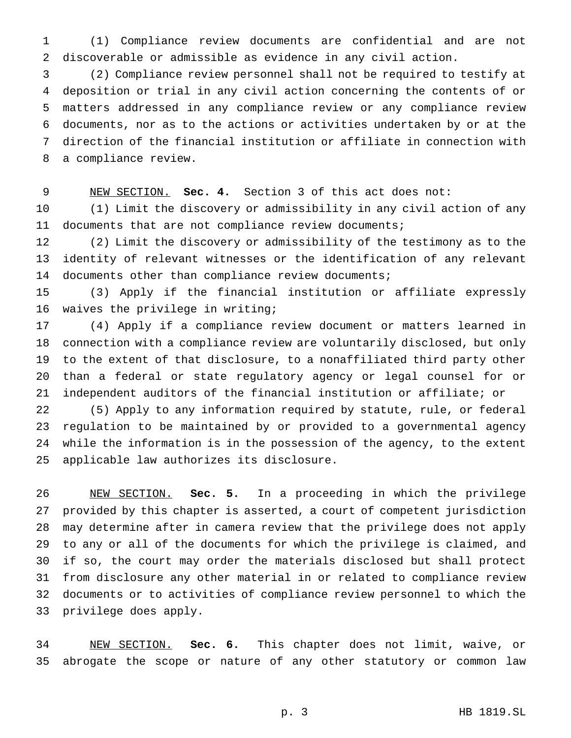(1) Compliance review documents are confidential and are not discoverable or admissible as evidence in any civil action.

(2) Compliance review personnel shall not be required to testify at deposition or trial in any civil action concerning the contents of or matters addressed in any compliance review or any compliance review documents, nor as to the actions or activities undertaken by or at the direction of the financial institution or affiliate in connection with a compliance review.

NEW SECTION. **Sec. 4.** Section 3 of this act does not:

(1) Limit the discovery or admissibility in any civil action of any documents that are not compliance review documents;

(2) Limit the discovery or admissibility of the testimony as to the identity of relevant witnesses or the identification of any relevant documents other than compliance review documents;

(3) Apply if the financial institution or affiliate expressly waives the privilege in writing;

(4) Apply if a compliance review document or matters learned in connection with a compliance review are voluntarily disclosed, but only to the extent of that disclosure, to a nonaffiliated third party other than a federal or state regulatory agency or legal counsel for or independent auditors of the financial institution or affiliate; or

(5) Apply to any information required by statute, rule, or federal regulation to be maintained by or provided to a governmental agency while the information is in the possession of the agency, to the extent applicable law authorizes its disclosure.

NEW SECTION. **Sec. 5.** In a proceeding in which the privilege provided by this chapter is asserted, a court of competent jurisdiction may determine after in camera review that the privilege does not apply to any or all of the documents for which the privilege is claimed, and if so, the court may order the materials disclosed but shall protect from disclosure any other material in or related to compliance review documents or to activities of compliance review personnel to which the privilege does apply.

NEW SECTION. **Sec. 6.** This chapter does not limit, waive, or abrogate the scope or nature of any other statutory or common law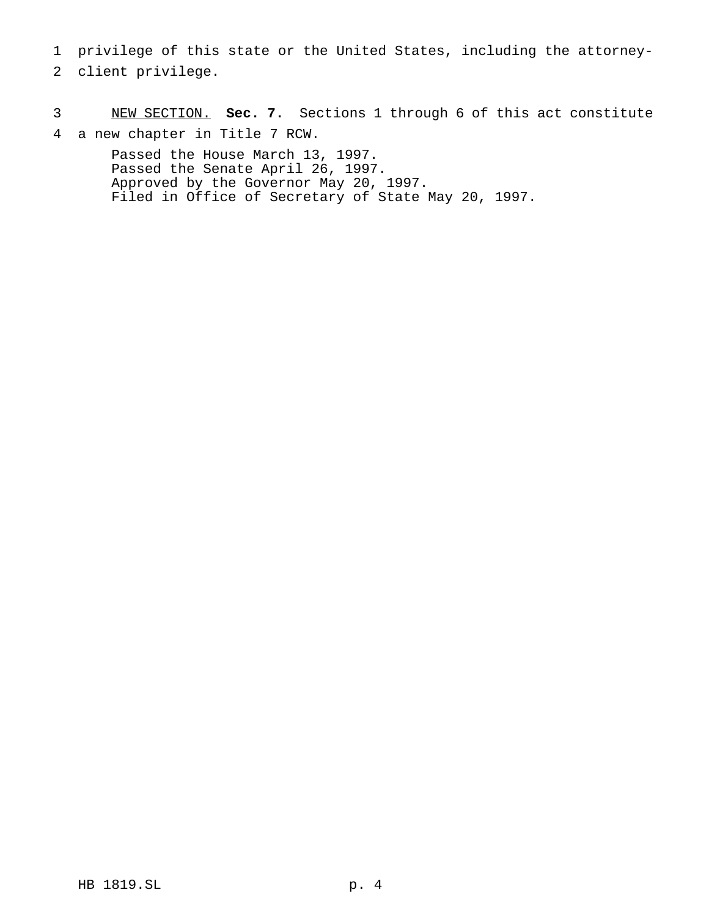privilege of this state or the United States, including the attorney-client privilege.

NEW SECTION. **Sec. 7.** Sections 1 through 6 of this act constitute a new chapter in Title 7 RCW.

Passed the House March 13, 1997.
Passed the Senate April 26, 1997.
Approved by the Governor May 20, 1997.
Filed in Office of Secretary of State May 20, 1997.